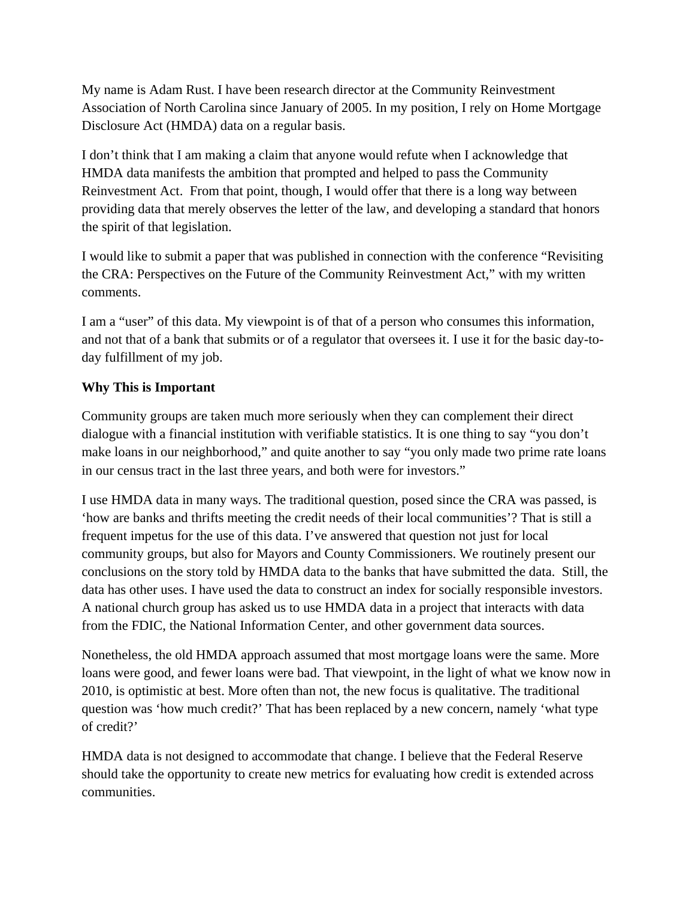My name is Adam Rust. I have been research director at the Community Reinvestment Association of North Carolina since January of 2005. In my position, I rely on Home Mortgage Disclosure Act (HMDA) data on a regular basis.

I don't think that I am making a claim that anyone would refute when I acknowledge that HMDA data manifests the ambition that prompted and helped to pass the Community Reinvestment Act. From that point, though, I would offer that there is a long way between providing data that merely observes the letter of the law, and developing a standard that honors the spirit of that legislation.

I would like to submit a paper that was published in connection with the conference "Revisiting the CRA: Perspectives on the Future of the Community Reinvestment Act," with my written comments.

I am a "user" of this data. My viewpoint is of that of a person who consumes this information, and not that of a bank that submits or of a regulator that oversees it. I use it for the basic day-to-day fulfillment of my job.

**Why This is Important**

Community groups are taken much more seriously when they can complement their direct dialogue with a financial institution with verifiable statistics. It is one thing to say "you don't make loans in our neighborhood," and quite another to say "you only made two prime rate loans in our census tract in the last three years, and both were for investors."

I use HMDA data in many ways. The traditional question, posed since the CRA was passed, is 'how are banks and thrifts meeting the credit needs of their local communities'? That is still a frequent impetus for the use of this data. I've answered that question not just for local community groups, but also for Mayors and County Commissioners. We routinely present our conclusions on the story told by HMDA data to the banks that have submitted the data. Still, the data has other uses. I have used the data to construct an index for socially responsible investors. A national church group has asked us to use HMDA data in a project that interacts with data from the FDIC, the National Information Center, and other government data sources.

Nonetheless, the old HMDA approach assumed that most mortgage loans were the same. More loans were good, and fewer loans were bad. That viewpoint, in the light of what we know now in 2010, is optimistic at best. More often than not, the new focus is qualitative. The traditional question was 'how much credit?' That has been replaced by a new concern, namely 'what type of credit?'

HMDA data is not designed to accommodate that change. I believe that the Federal Reserve should take the opportunity to create new metrics for evaluating how credit is extended across communities.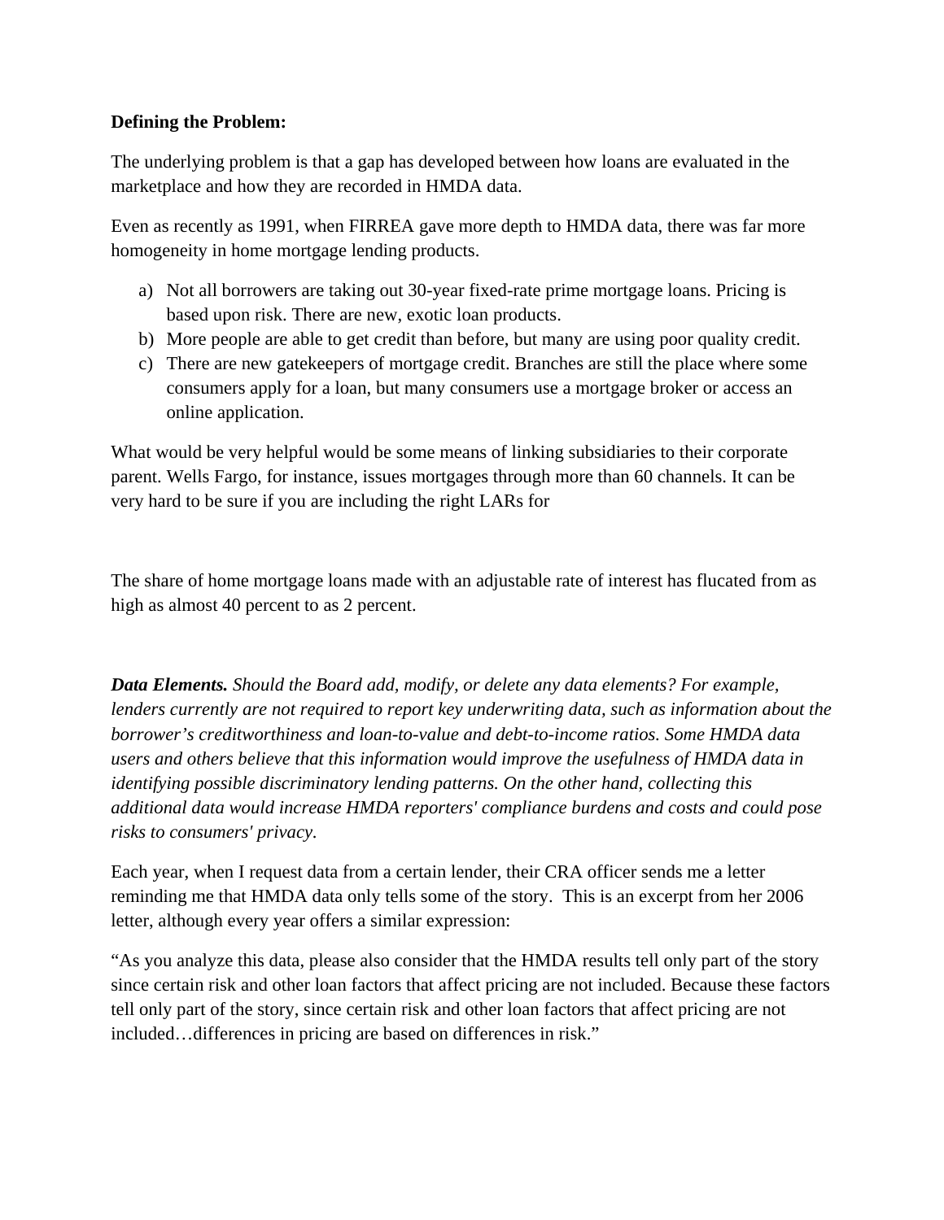**Defining the Problem:**

The underlying problem is that a gap has developed between how loans are evaluated in the marketplace and how they are recorded in HMDA data.

Even as recently as 1991, when FIRREA gave more depth to HMDA data, there was far more homogeneity in home mortgage lending products.

a) Not all borrowers are taking out 30-year fixed-rate prime mortgage loans. Pricing is based upon risk. There are new, exotic loan products.
b) More people are able to get credit than before, but many are using poor quality credit.
c) There are new gatekeepers of mortgage credit. Branches are still the place where some consumers apply for a loan, but many consumers use a mortgage broker or access an online application.

What would be very helpful would be some means of linking subsidiaries to their corporate parent. Wells Fargo, for instance, issues mortgages through more than 60 channels. It can be very hard to be sure if you are including the right LARs for

The share of home mortgage loans made with an adjustable rate of interest has flucated from as high as almost 40 percent to as 2 percent.

***Data Elements.*** *Should the Board add, modify, or delete any data elements? For example, lenders currently are not required to report key underwriting data, such as information about the borrower's creditworthiness and loan-to-value and debt-to-income ratios. Some HMDA data users and others believe that this information would improve the usefulness of HMDA data in identifying possible discriminatory lending patterns. On the other hand, collecting this additional data would increase HMDA reporters' compliance burdens and costs and could pose risks to consumers' privacy.*

Each year, when I request data from a certain lender, their CRA officer sends me a letter reminding me that HMDA data only tells some of the story. This is an excerpt from her 2006 letter, although every year offers a similar expression:

"As you analyze this data, please also consider that the HMDA results tell only part of the story since certain risk and other loan factors that affect pricing are not included. Because these factors tell only part of the story, since certain risk and other loan factors that affect pricing are not included…differences in pricing are based on differences in risk."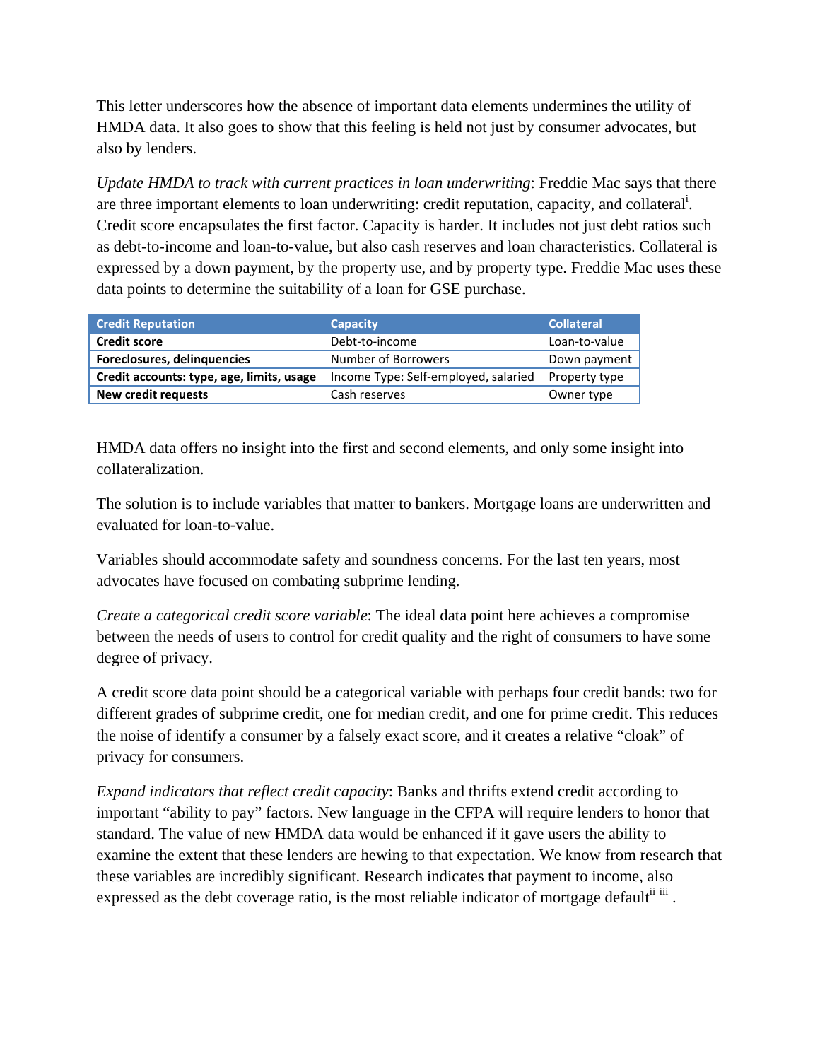This letter underscores how the absence of important data elements undermines the utility of HMDA data. It also goes to show that this feeling is held not just by consumer advocates, but also by lenders.

*Update HMDA to track with current practices in loan underwriting*: Freddie Mac says that there are three important elements to loan underwriting: credit reputation, capacity, and collateral[i]. Credit score encapsulates the first factor. Capacity is harder. It includes not just debt ratios such as debt-to-income and loan-to-value, but also cash reserves and loan characteristics. Collateral is expressed by a down payment, by the property use, and by property type. Freddie Mac uses these data points to determine the suitability of a loan for GSE purchase.

| Credit Reputation | Capacity | Collateral |
|---|---|---|
| **Credit score** | Debt-to-income | Loan-to-value |
| **Foreclosures, delinquencies** | Number of Borrowers | Down payment |
| **Credit accounts: type, age, limits, usage** | Income Type: Self-employed, salaried | Property type |
| **New credit requests** | Cash reserves | Owner type |

HMDA data offers no insight into the first and second elements, and only some insight into collateralization.

The solution is to include variables that matter to bankers. Mortgage loans are underwritten and evaluated for loan-to-value.

Variables should accommodate safety and soundness concerns. For the last ten years, most advocates have focused on combating subprime lending.

*Create a categorical credit score variable*: The ideal data point here achieves a compromise between the needs of users to control for credit quality and the right of consumers to have some degree of privacy.

A credit score data point should be a categorical variable with perhaps four credit bands: two for different grades of subprime credit, one for median credit, and one for prime credit. This reduces the noise of identify a consumer by a falsely exact score, and it creates a relative "cloak" of privacy for consumers.

*Expand indicators that reflect credit capacity*: Banks and thrifts extend credit according to important "ability to pay" factors. New language in the CFPA will require lenders to honor that standard. The value of new HMDA data would be enhanced if it gave users the ability to examine the extent that these lenders are hewing to that expectation. We know from research that these variables are incredibly significant. Research indicates that payment to income, also expressed as the debt coverage ratio, is the most reliable indicator of mortgage default[ii] [iii] .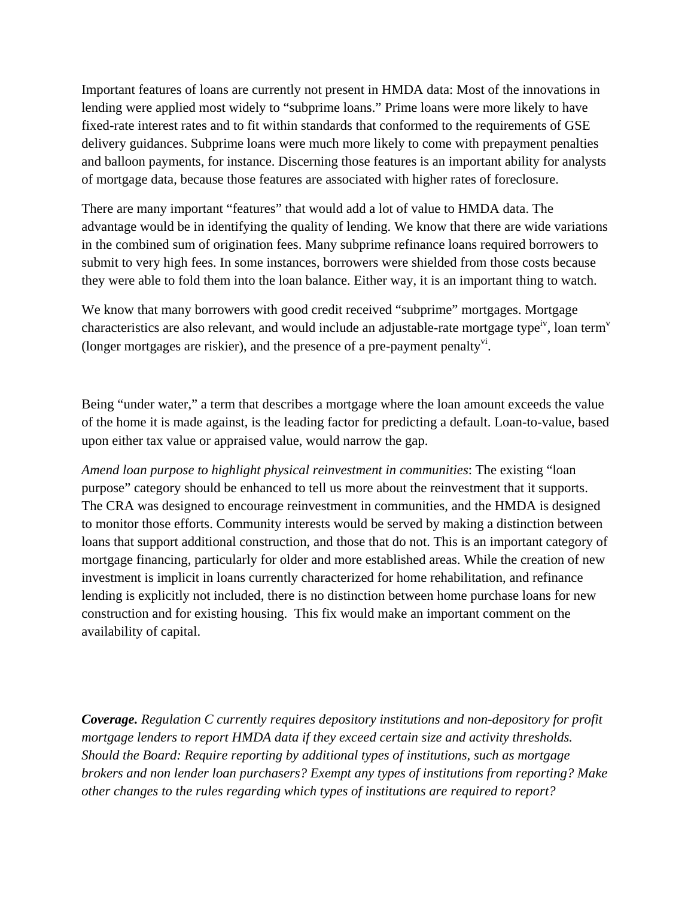Important features of loans are currently not present in HMDA data: Most of the innovations in lending were applied most widely to "subprime loans." Prime loans were more likely to have fixed-rate interest rates and to fit within standards that conformed to the requirements of GSE delivery guidances. Subprime loans were much more likely to come with prepayment penalties and balloon payments, for instance. Discerning those features is an important ability for analysts of mortgage data, because those features are associated with higher rates of foreclosure.

There are many important "features" that would add a lot of value to HMDA data. The advantage would be in identifying the quality of lending. We know that there are wide variations in the combined sum of origination fees. Many subprime refinance loans required borrowers to submit to very high fees. In some instances, borrowers were shielded from those costs because they were able to fold them into the loan balance. Either way, it is an important thing to watch.

We know that many borrowers with good credit received "subprime" mortgages. Mortgage characteristics are also relevant, and would include an adjustable-rate mortgage type[iv], loan term[v] (longer mortgages are riskier), and the presence of a pre-payment penalty[vi].

Being "under water," a term that describes a mortgage where the loan amount exceeds the value of the home it is made against, is the leading factor for predicting a default. Loan-to-value, based upon either tax value or appraised value, would narrow the gap.

*Amend loan purpose to highlight physical reinvestment in communities*: The existing "loan purpose" category should be enhanced to tell us more about the reinvestment that it supports. The CRA was designed to encourage reinvestment in communities, and the HMDA is designed to monitor those efforts. Community interests would be served by making a distinction between loans that support additional construction, and those that do not. This is an important category of mortgage financing, particularly for older and more established areas. While the creation of new investment is implicit in loans currently characterized for home rehabilitation, and refinance lending is explicitly not included, there is no distinction between home purchase loans for new construction and for existing housing. This fix would make an important comment on the availability of capital.

***Coverage.*** *Regulation C currently requires depository institutions and non-depository for profit mortgage lenders to report HMDA data if they exceed certain size and activity thresholds. Should the Board: Require reporting by additional types of institutions, such as mortgage brokers and non lender loan purchasers? Exempt any types of institutions from reporting? Make other changes to the rules regarding which types of institutions are required to report?*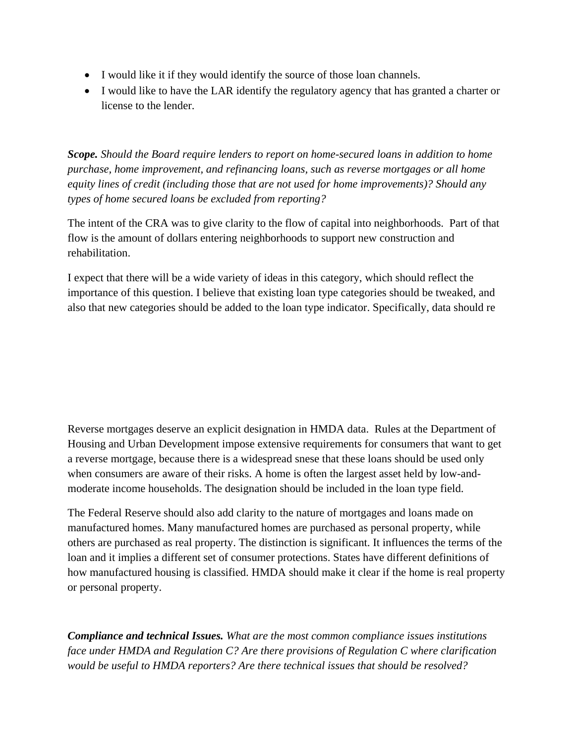- I would like it if they would identify the source of those loan channels.
- I would like to have the LAR identify the regulatory agency that has granted a charter or license to the lender.

***Scope.*** *Should the Board require lenders to report on home-secured loans in addition to home purchase, home improvement, and refinancing loans, such as reverse mortgages or all home equity lines of credit (including those that are not used for home improvements)? Should any types of home secured loans be excluded from reporting?*

The intent of the CRA was to give clarity to the flow of capital into neighborhoods. Part of that flow is the amount of dollars entering neighborhoods to support new construction and rehabilitation.

I expect that there will be a wide variety of ideas in this category, which should reflect the importance of this question. I believe that existing loan type categories should be tweaked, and also that new categories should be added to the loan type indicator. Specifically, data should re

Reverse mortgages deserve an explicit designation in HMDA data. Rules at the Department of Housing and Urban Development impose extensive requirements for consumers that want to get a reverse mortgage, because there is a widespread snese that these loans should be used only when consumers are aware of their risks. A home is often the largest asset held by low-and-moderate income households. The designation should be included in the loan type field.

The Federal Reserve should also add clarity to the nature of mortgages and loans made on manufactured homes. Many manufactured homes are purchased as personal property, while others are purchased as real property. The distinction is significant. It influences the terms of the loan and it implies a different set of consumer protections. States have different definitions of how manufactured housing is classified. HMDA should make it clear if the home is real property or personal property.

***Compliance and technical Issues.*** *What are the most common compliance issues institutions face under HMDA and Regulation C? Are there provisions of Regulation C where clarification would be useful to HMDA reporters? Are there technical issues that should be resolved?*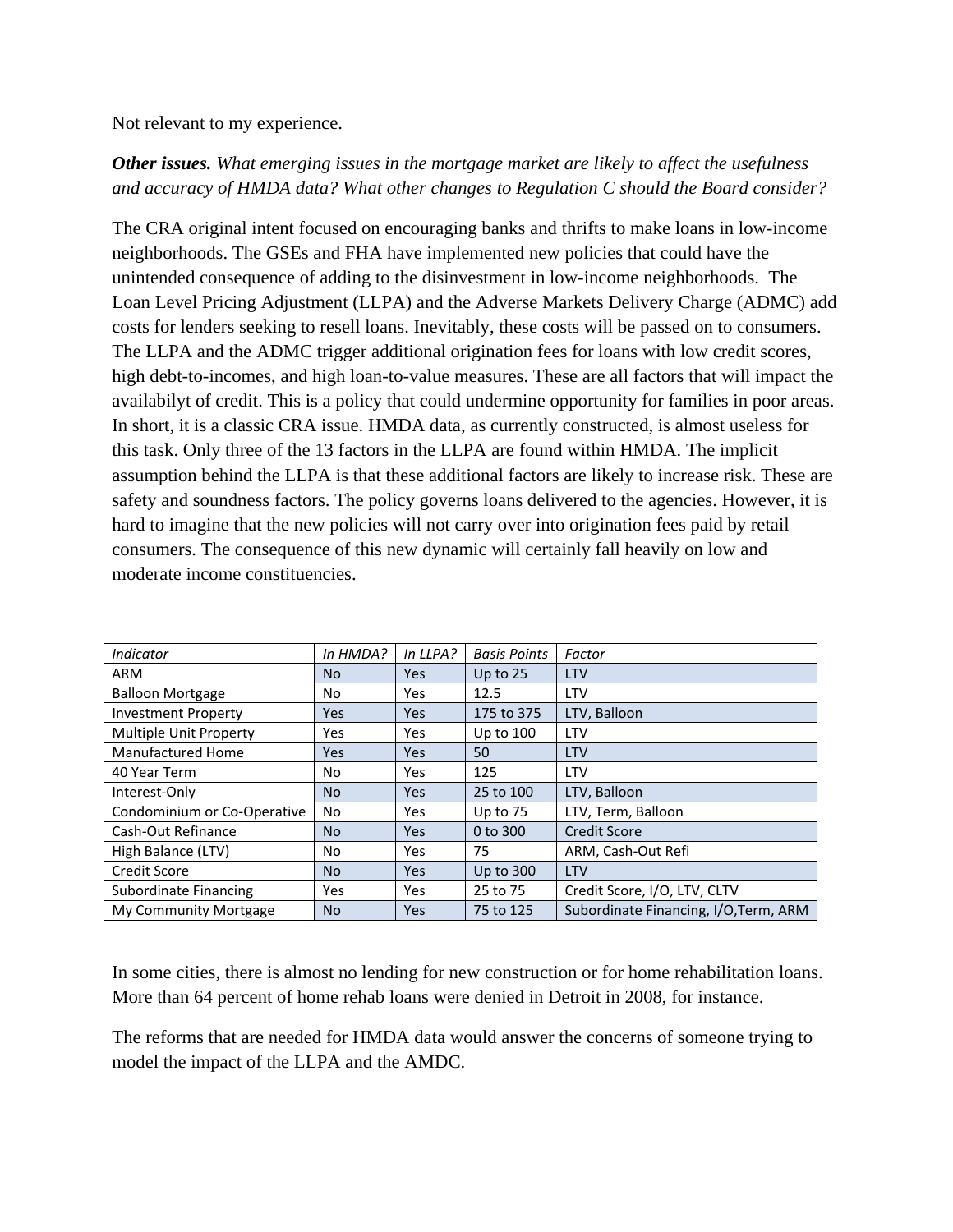Not relevant to my experience.

***Other issues.*** *What emerging issues in the mortgage market are likely to affect the usefulness and accuracy of HMDA data? What other changes to Regulation C should the Board consider?*

The CRA original intent focused on encouraging banks and thrifts to make loans in low-income neighborhoods. The GSEs and FHA have implemented new policies that could have the unintended consequence of adding to the disinvestment in low-income neighborhoods. The Loan Level Pricing Adjustment (LLPA) and the Adverse Markets Delivery Charge (ADMC) add costs for lenders seeking to resell loans. Inevitably, these costs will be passed on to consumers. The LLPA and the ADMC trigger additional origination fees for loans with low credit scores, high debt-to-incomes, and high loan-to-value measures. These are all factors that will impact the availabilyt of credit. This is a policy that could undermine opportunity for families in poor areas. In short, it is a classic CRA issue. HMDA data, as currently constructed, is almost useless for this task. Only three of the 13 factors in the LLPA are found within HMDA. The implicit assumption behind the LLPA is that these additional factors are likely to increase risk. These are safety and soundness factors. The policy governs loans delivered to the agencies. However, it is hard to imagine that the new policies will not carry over into origination fees paid by retail consumers. The consequence of this new dynamic will certainly fall heavily on low and moderate income constituencies.

| *Indicator* | *In HMDA?* | *In LLPA?* | *Basis Points* | *Factor* |
|---|---|---|---|---|
| ARM | No | Yes | Up to 25 | LTV |
| Balloon Mortgage | No | Yes | 12.5 | LTV |
| Investment Property | Yes | Yes | 175 to 375 | LTV, Balloon |
| Multiple Unit Property | Yes | Yes | Up to 100 | LTV |
| Manufactured Home | Yes | Yes | 50 | LTV |
| 40 Year Term | No | Yes | 125 | LTV |
| Interest-Only | No | Yes | 25 to 100 | LTV, Balloon |
| Condominium or Co-Operative | No | Yes | Up to 75 | LTV, Term, Balloon |
| Cash-Out Refinance | No | Yes | 0 to 300 | Credit Score |
| High Balance (LTV) | No | Yes | 75 | ARM, Cash-Out Refi |
| Credit Score | No | Yes | Up to 300 | LTV |
| Subordinate Financing | Yes | Yes | 25 to 75 | Credit Score, I/O, LTV, CLTV |
| My Community Mortgage | No | Yes | 75 to 125 | Subordinate Financing, I/O,Term, ARM |

In some cities, there is almost no lending for new construction or for home rehabilitation loans. More than 64 percent of home rehab loans were denied in Detroit in 2008, for instance.

The reforms that are needed for HMDA data would answer the concerns of someone trying to model the impact of the LLPA and the AMDC.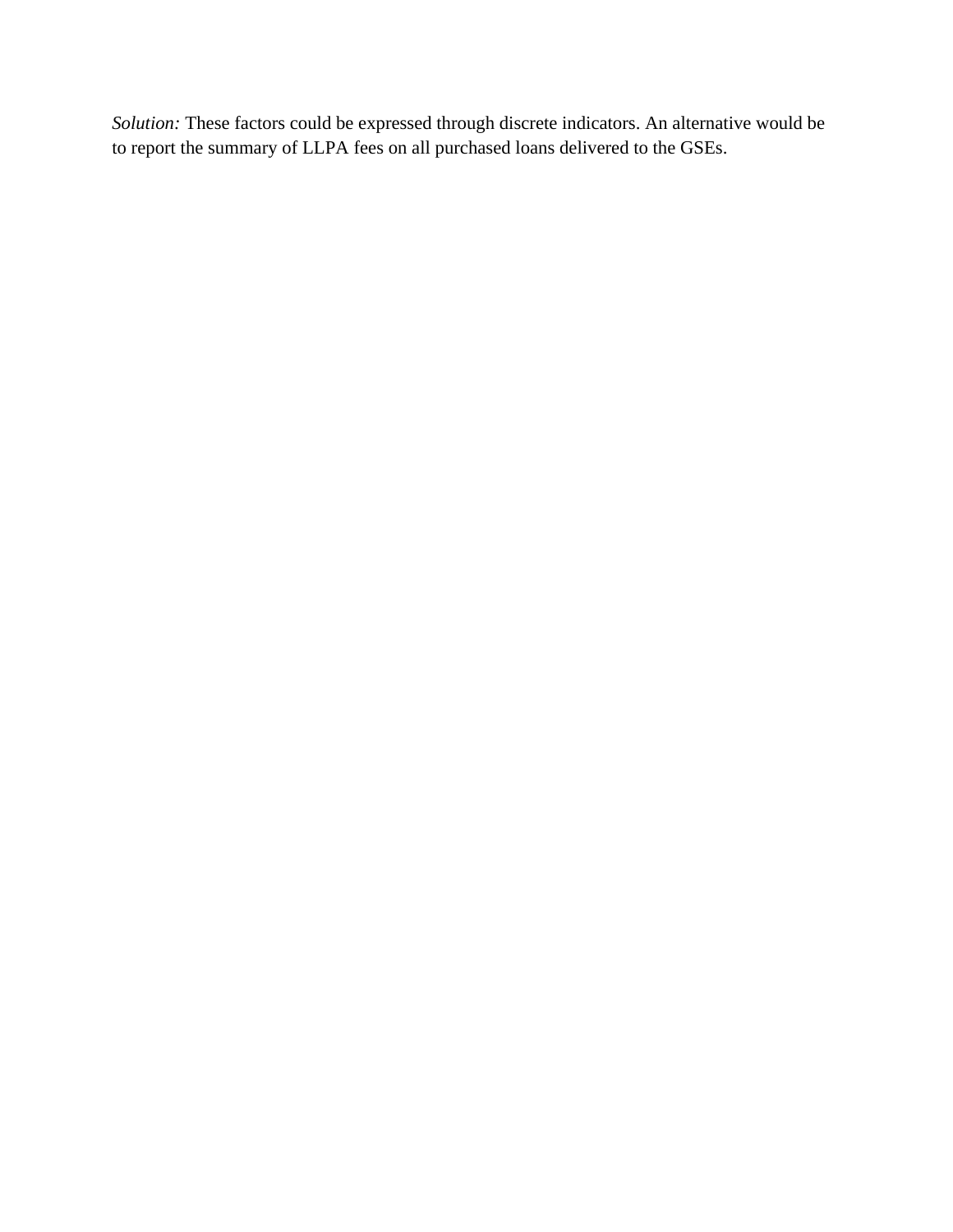*Solution:* These factors could be expressed through discrete indicators. An alternative would be to report the summary of LLPA fees on all purchased loans delivered to the GSEs.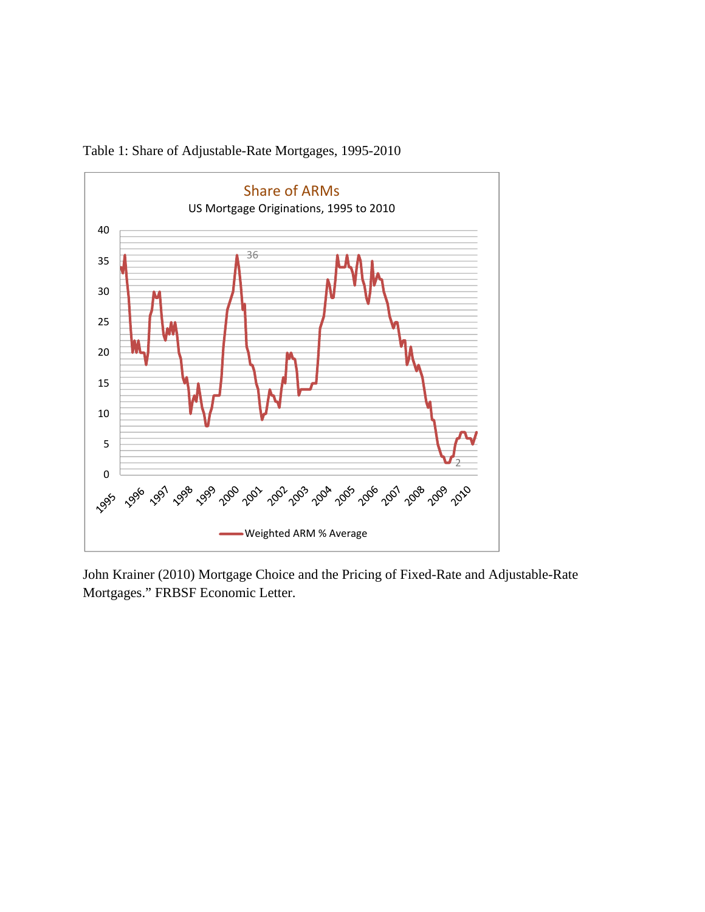Table 1: Share of Adjustable-Rate Mortgages, 1995-2010

John Krainer (2010) Mortgage Choice and the Pricing of Fixed-Rate and Adjustable-Rate Mortgages." FRBSF Economic Letter.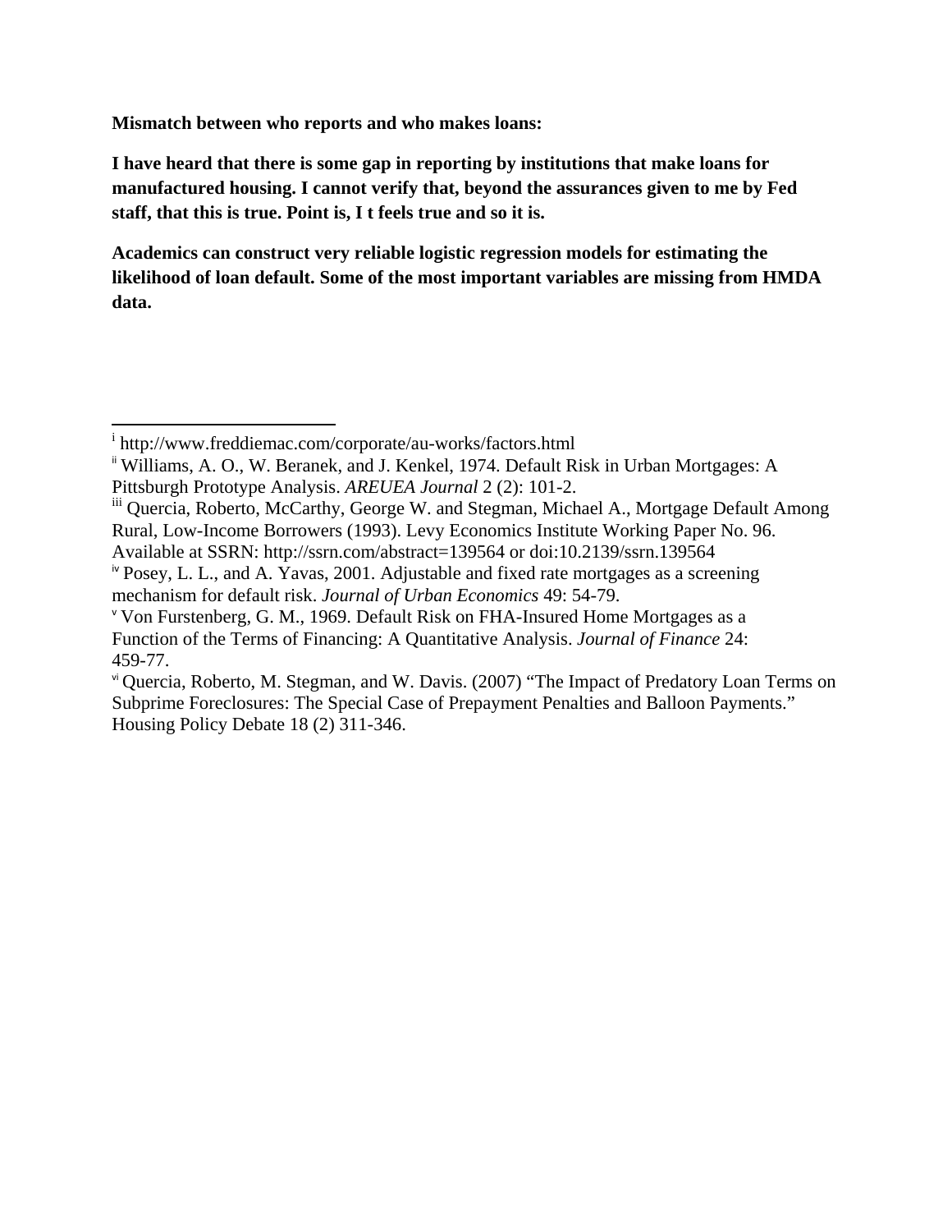**Mismatch between who reports and who makes loans:**

**I have heard that there is some gap in reporting by institutions that make loans for manufactured housing. I cannot verify that, beyond the assurances given to me by Fed staff, that this is true. Point is, I t feels true and so it is.**

**Academics can construct very reliable logistic regression models for estimating the likelihood of loan default. Some of the most important variables are missing from HMDA data.**

---

[i] http://www.freddiemac.com/corporate/au-works/factors.html

[ii] Williams, A. O., W. Beranek, and J. Kenkel, 1974. Default Risk in Urban Mortgages: A Pittsburgh Prototype Analysis. *AREUEA Journal* 2 (2): 101-2.

[iii] Quercia, Roberto, McCarthy, George W. and Stegman, Michael A., Mortgage Default Among Rural, Low-Income Borrowers (1993). Levy Economics Institute Working Paper No. 96. Available at SSRN: http://ssrn.com/abstract=139564 or doi:10.2139/ssrn.139564

[iv] Posey, L. L., and A. Yavas, 2001. Adjustable and fixed rate mortgages as a screening mechanism for default risk. *Journal of Urban Economics* 49: 54-79.

[v] Von Furstenberg, G. M., 1969. Default Risk on FHA-Insured Home Mortgages as a Function of the Terms of Financing: A Quantitative Analysis. *Journal of Finance* 24: 459-77.

[vi] Quercia, Roberto, M. Stegman, and W. Davis. (2007) "The Impact of Predatory Loan Terms on Subprime Foreclosures: The Special Case of Prepayment Penalties and Balloon Payments." Housing Policy Debate 18 (2) 311-346.